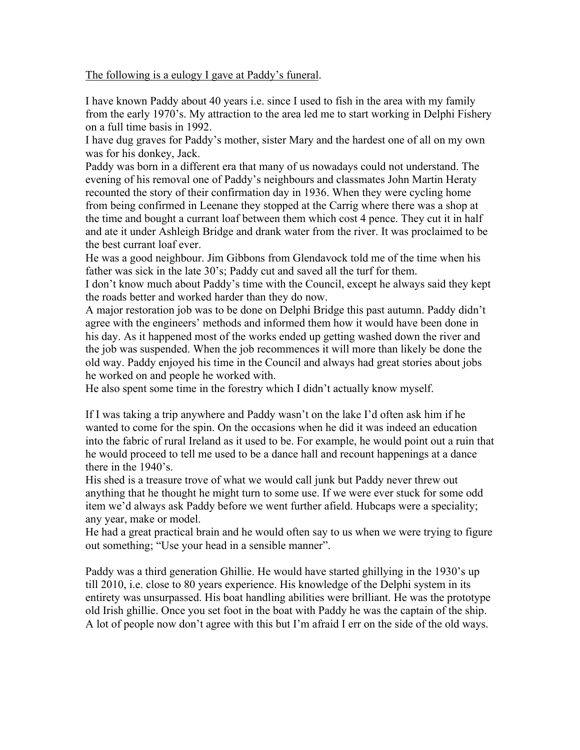<u>The following is a eulogy I gave at Paddy's funeral</u>.

I have known Paddy about 40 years i.e. since I used to fish in the area with my family from the early 1970's. My attraction to the area led me to start working in Delphi Fishery on a full time basis in 1992.

I have dug graves for Paddy's mother, sister Mary and the hardest one of all on my own was for his donkey, Jack.

Paddy was born in a different era that many of us nowadays could not understand. The evening of his removal one of Paddy's neighbours and classmates John Martin Heraty recounted the story of their confirmation day in 1936. When they were cycling home from being confirmed in Leenane they stopped at the Carrig where there was a shop at the time and bought a currant loaf between them which cost 4 pence. They cut it in half and ate it under Ashleigh Bridge and drank water from the river. It was proclaimed to be the best currant loaf ever.

He was a good neighbour. Jim Gibbons from Glendavock told me of the time when his father was sick in the late 30's; Paddy cut and saved all the turf for them.

I don't know much about Paddy's time with the Council, except he always said they kept the roads better and worked harder than they do now.

A major restoration job was to be done on Delphi Bridge this past autumn. Paddy didn't agree with the engineers' methods and informed them how it would have been done in his day. As it happened most of the works ended up getting washed down the river and the job was suspended. When the job recommences it will more than likely be done the old way. Paddy enjoyed his time in the Council and always had great stories about jobs he worked on and people he worked with.

He also spent some time in the forestry which I didn't actually know myself.

If I was taking a trip anywhere and Paddy wasn't on the lake I'd often ask him if he wanted to come for the spin. On the occasions when he did it was indeed an education into the fabric of rural Ireland as it used to be. For example, he would point out a ruin that he would proceed to tell me used to be a dance hall and recount happenings at a dance there in the 1940's.

His shed is a treasure trove of what we would call junk but Paddy never threw out anything that he thought he might turn to some use. If we were ever stuck for some odd item we'd always ask Paddy before we went further afield. Hubcaps were a speciality; any year, make or model.

He had a great practical brain and he would often say to us when we were trying to figure out something; "Use your head in a sensible manner".

Paddy was a third generation Ghillie. He would have started ghillying in the 1930's up till 2010, i.e. close to 80 years experience. His knowledge of the Delphi system in its entirety was unsurpassed. His boat handling abilities were brilliant. He was the prototype old Irish ghillie. Once you set foot in the boat with Paddy he was the captain of the ship. A lot of people now don't agree with this but I'm afraid I err on the side of the old ways.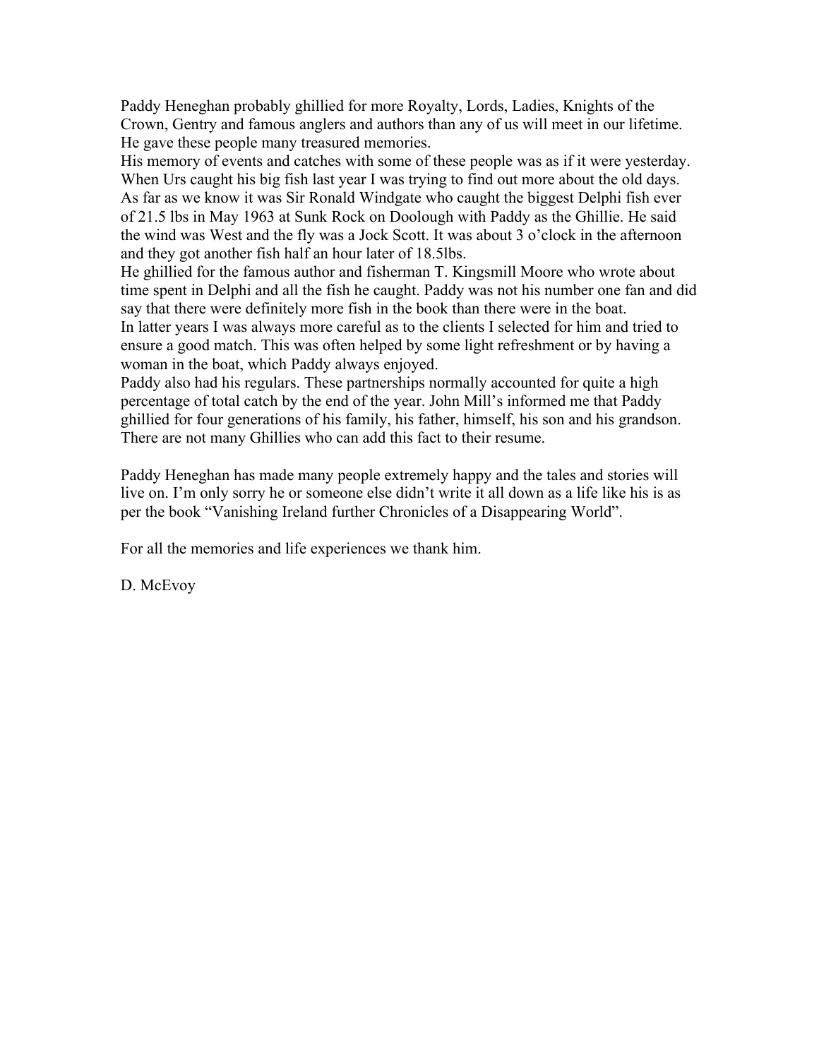Paddy Heneghan probably ghillied for more Royalty, Lords, Ladies, Knights of the Crown, Gentry and famous anglers and authors than any of us will meet in our lifetime. He gave these people many treasured memories.

His memory of events and catches with some of these people was as if it were yesterday. When Urs caught his big fish last year I was trying to find out more about the old days. As far as we know it was Sir Ronald Windgate who caught the biggest Delphi fish ever of 21.5 lbs in May 1963 at Sunk Rock on Doolough with Paddy as the Ghillie. He said the wind was West and the fly was a Jock Scott. It was about 3 o'clock in the afternoon and they got another fish half an hour later of 18.5lbs.

He ghillied for the famous author and fisherman T. Kingsmill Moore who wrote about time spent in Delphi and all the fish he caught. Paddy was not his number one fan and did say that there were definitely more fish in the book than there were in the boat.

In latter years I was always more careful as to the clients I selected for him and tried to ensure a good match. This was often helped by some light refreshment or by having a woman in the boat, which Paddy always enjoyed.

Paddy also had his regulars. These partnerships normally accounted for quite a high percentage of total catch by the end of the year. John Mill's informed me that Paddy ghillied for four generations of his family, his father, himself, his son and his grandson. There are not many Ghillies who can add this fact to their resume.

Paddy Heneghan has made many people extremely happy and the tales and stories will live on. I'm only sorry he or someone else didn't write it all down as a life like his is as per the book "Vanishing Ireland further Chronicles of a Disappearing World".

For all the memories and life experiences we thank him.

D. McEvoy